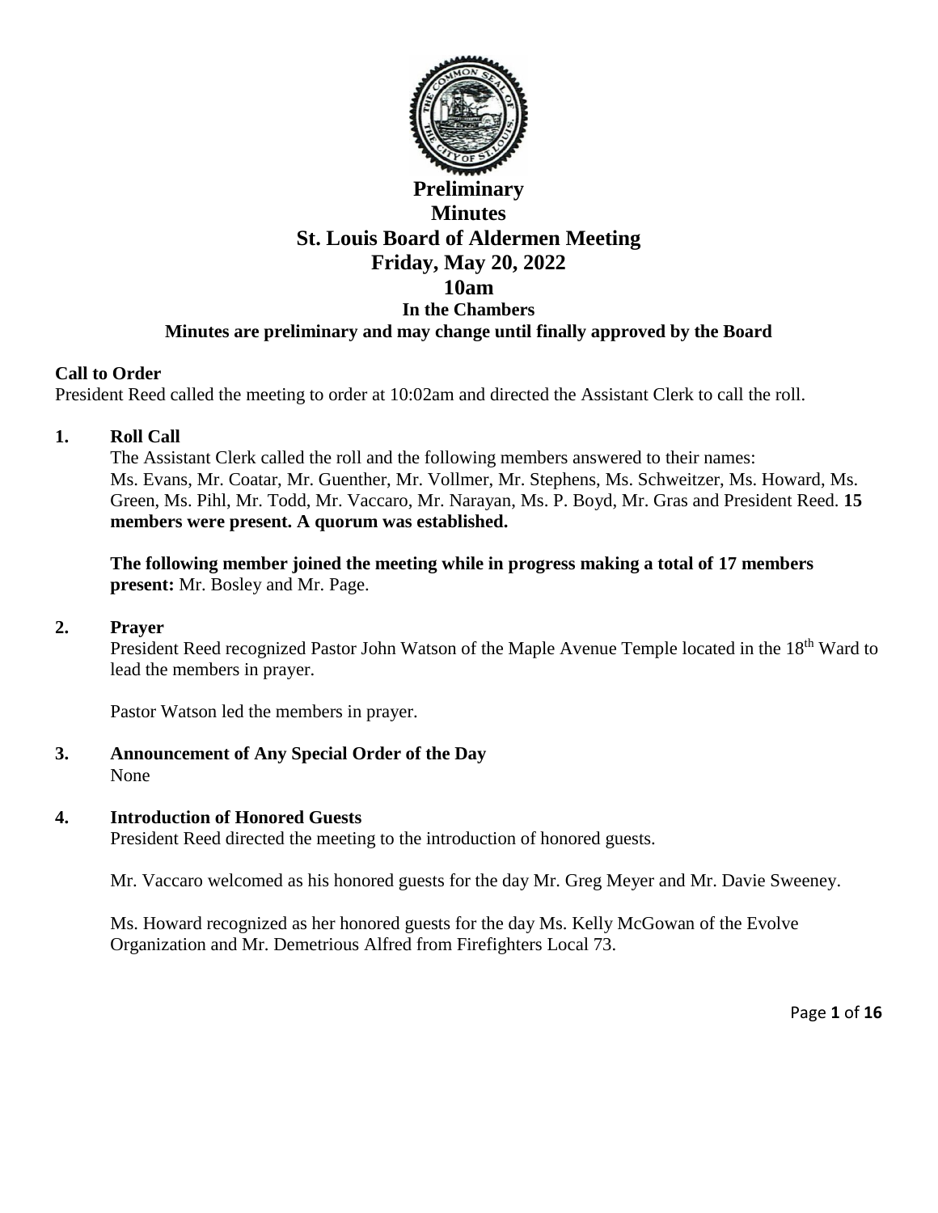# Preliminary Minutes
# St. Louis Board of Aldermen Meeting
## Friday, May 20, 2022
## 10am
### In the Chambers
### Minutes are preliminary and may change until finally approved by the Board

**Call to Order**

President Reed called the meeting to order at 10:02am and directed the Assistant Clerk to call the roll.

**1. Roll Call**

The Assistant Clerk called the roll and the following members answered to their names: Ms. Evans, Mr. Coatar, Mr. Guenther, Mr. Vollmer, Mr. Stephens, Ms. Schweitzer, Ms. Howard, Ms. Green, Ms. Pihl, Mr. Todd, Mr. Vaccaro, Mr. Narayan, Ms. P. Boyd, Mr. Gras and President Reed. **15 members were present. A quorum was established.**

**The following member joined the meeting while in progress making a total of 17 members present:** Mr. Bosley and Mr. Page.

**2. Prayer**

President Reed recognized Pastor John Watson of the Maple Avenue Temple located in the 18th Ward to lead the members in prayer.

Pastor Watson led the members in prayer.

**3. Announcement of Any Special Order of the Day**

None

**4. Introduction of Honored Guests**

President Reed directed the meeting to the introduction of honored guests.

Mr. Vaccaro welcomed as his honored guests for the day Mr. Greg Meyer and Mr. Davie Sweeney.

Ms. Howard recognized as her honored guests for the day Ms. Kelly McGowan of the Evolve Organization and Mr. Demetrious Alfred from Firefighters Local 73.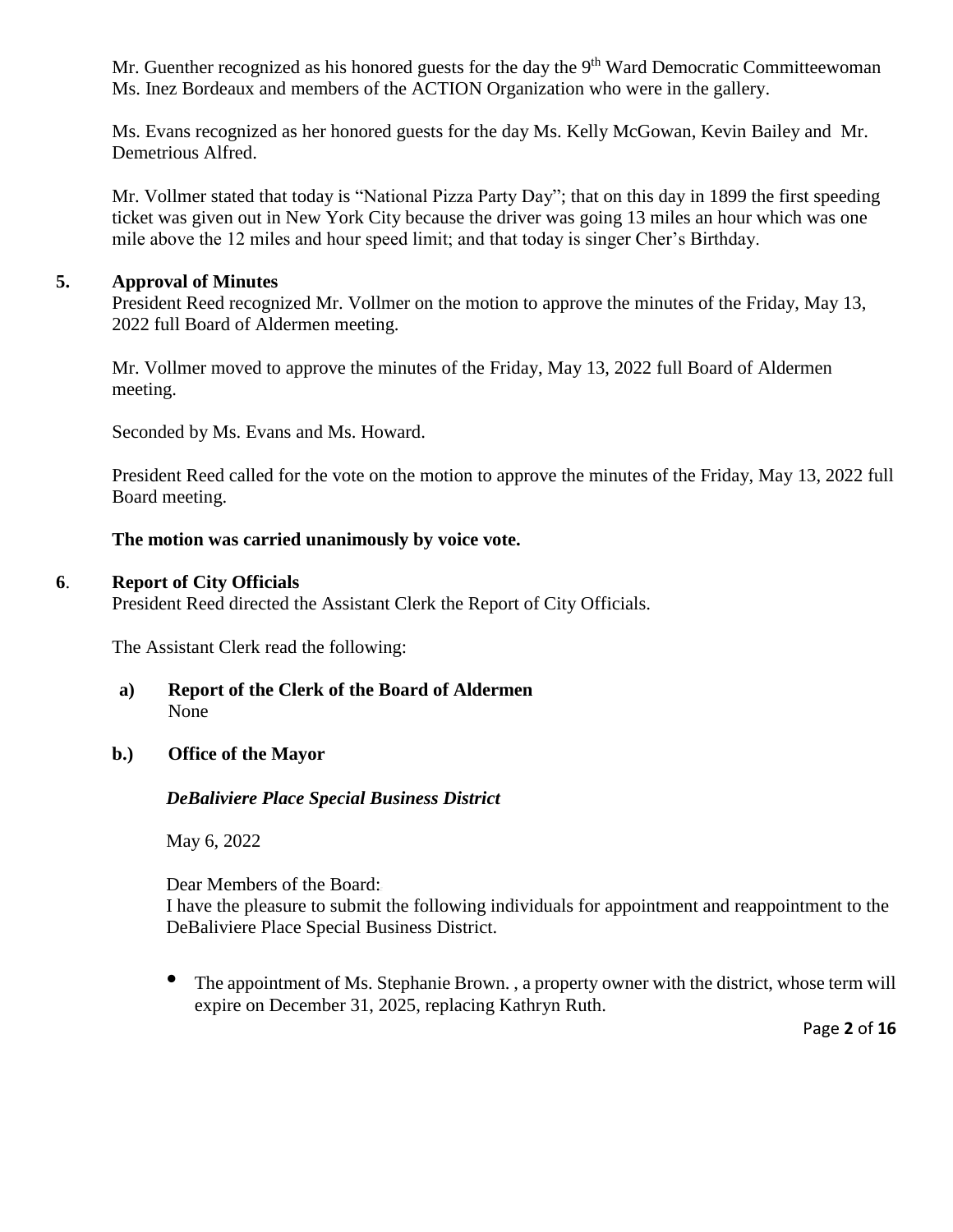Mr. Guenther recognized as his honored guests for the day the 9th Ward Democratic Committeewoman Ms. Inez Bordeaux and members of the ACTION Organization who were in the gallery.

Ms. Evans recognized as her honored guests for the day Ms. Kelly McGowan, Kevin Bailey and Mr. Demetrious Alfred.

Mr. Vollmer stated that today is "National Pizza Party Day"; that on this day in 1899 the first speeding ticket was given out in New York City because the driver was going 13 miles an hour which was one mile above the 12 miles and hour speed limit; and that today is singer Cher's Birthday.

## 5. Approval of Minutes

President Reed recognized Mr. Vollmer on the motion to approve the minutes of the Friday, May 13, 2022 full Board of Aldermen meeting.

Mr. Vollmer moved to approve the minutes of the Friday, May 13, 2022 full Board of Aldermen meeting.

Seconded by Ms. Evans and Ms. Howard.

President Reed called for the vote on the motion to approve the minutes of the Friday, May 13, 2022 full Board meeting.

**The motion was carried unanimously by voice vote.**

## 6. Report of City Officials

President Reed directed the Assistant Clerk the Report of City Officials.

The Assistant Clerk read the following:

**a) Report of the Clerk of the Board of Aldermen**
None

**b.) Office of the Mayor**

***DeBaliviere Place Special Business District***

May 6, 2022

Dear Members of the Board:
I have the pleasure to submit the following individuals for appointment and reappointment to the DeBaliviere Place Special Business District.

- The appointment of Ms. Stephanie Brown. , a property owner with the district, whose term will expire on December 31, 2025, replacing Kathryn Ruth.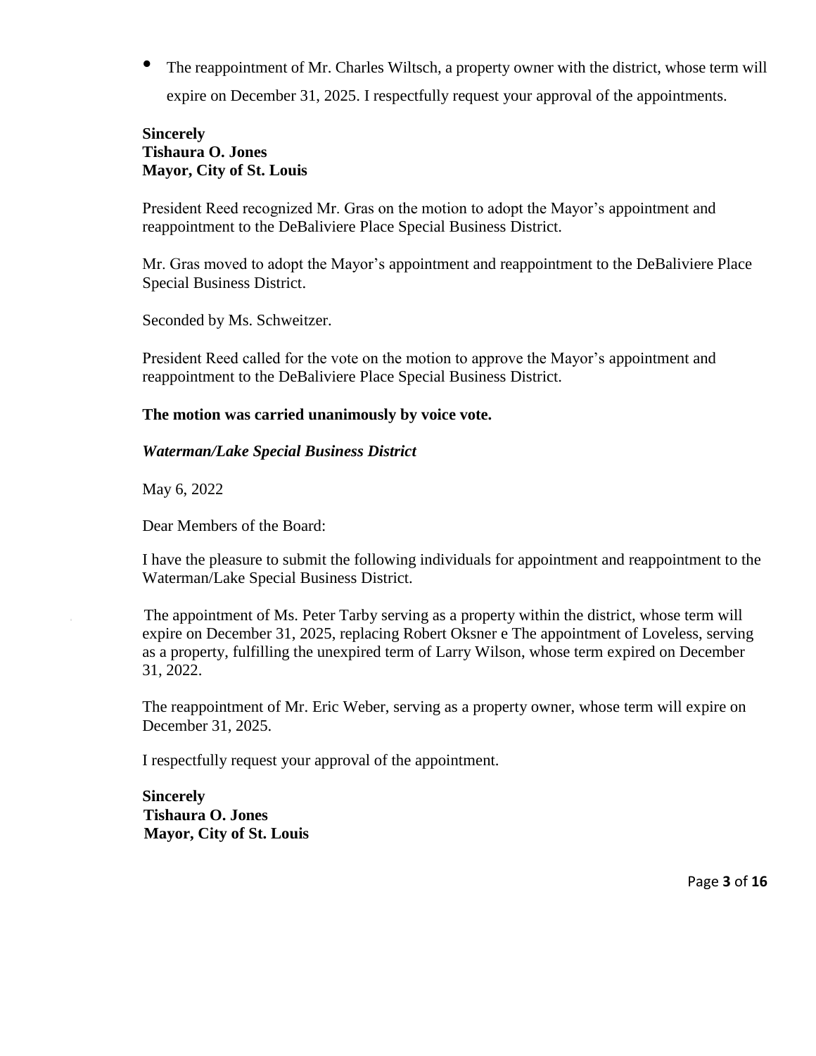- The reappointment of Mr. Charles Wiltsch, a property owner with the district, whose term will expire on December 31, 2025. I respectfully request your approval of the appointments.

**Sincerely**
**Tishaura O. Jones**
**Mayor, City of St. Louis**

President Reed recognized Mr. Gras on the motion to adopt the Mayor's appointment and reappointment to the DeBaliviere Place Special Business District.

Mr. Gras moved to adopt the Mayor's appointment and reappointment to the DeBaliviere Place Special Business District.

Seconded by Ms. Schweitzer.

President Reed called for the vote on the motion to approve the Mayor's appointment and reappointment to the DeBaliviere Place Special Business District.

**The motion was carried unanimously by voice vote.**

***Waterman/Lake Special Business District***

May 6, 2022

Dear Members of the Board:

I have the pleasure to submit the following individuals for appointment and reappointment to the Waterman/Lake Special Business District.

The appointment of Ms. Peter Tarby serving as a property within the district, whose term will expire on December 31, 2025, replacing Robert Oksner e The appointment of Loveless, serving as a property, fulfilling the unexpired term of Larry Wilson, whose term expired on December 31, 2022.

The reappointment of Mr. Eric Weber, serving as a property owner, whose term will expire on December 31, 2025.

I respectfully request your approval of the appointment.

**Sincerely**
**Tishaura O. Jones**
**Mayor, City of St. Louis**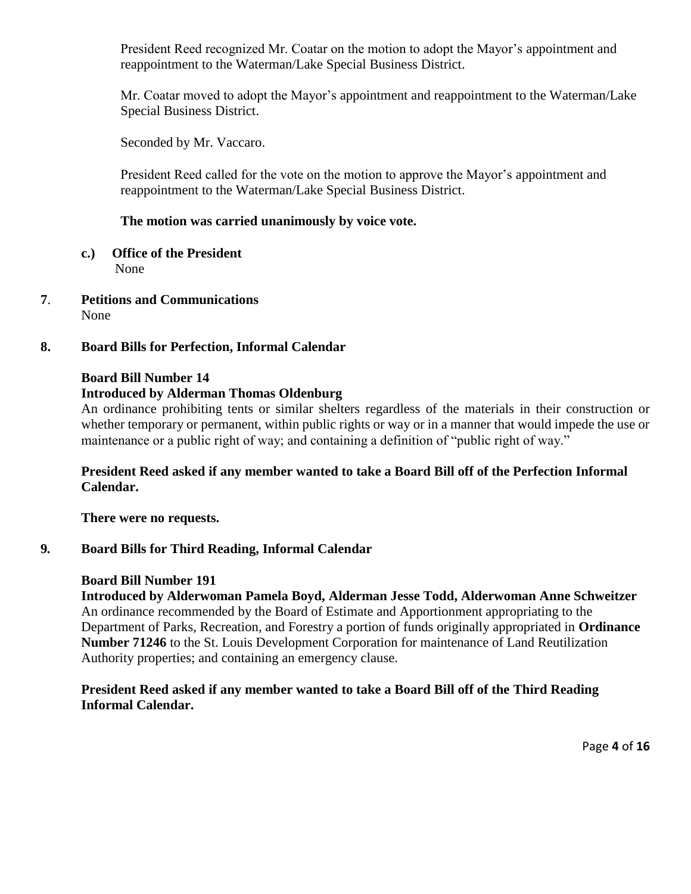President Reed recognized Mr. Coatar on the motion to adopt the Mayor's appointment and reappointment to the Waterman/Lake Special Business District.

Mr. Coatar moved to adopt the Mayor's appointment and reappointment to the Waterman/Lake Special Business District.

Seconded by Mr. Vaccaro.

President Reed called for the vote on the motion to approve the Mayor's appointment and reappointment to the Waterman/Lake Special Business District.

**The motion was carried unanimously by voice vote.**

**c.) Office of the President**
None

**7. Petitions and Communications**
None

**8. Board Bills for Perfection, Informal Calendar**

**Board Bill Number 14**
**Introduced by Alderman Thomas Oldenburg**
An ordinance prohibiting tents or similar shelters regardless of the materials in their construction or whether temporary or permanent, within public rights or way or in a manner that would impede the use or maintenance or a public right of way; and containing a definition of "public right of way."

**President Reed asked if any member wanted to take a Board Bill off of the Perfection Informal Calendar.**

**There were no requests.**

**9. Board Bills for Third Reading, Informal Calendar**

**Board Bill Number 191**
**Introduced by Alderwoman Pamela Boyd, Alderman Jesse Todd, Alderwoman Anne Schweitzer**
An ordinance recommended by the Board of Estimate and Apportionment appropriating to the Department of Parks, Recreation, and Forestry a portion of funds originally appropriated in **Ordinance Number 71246** to the St. Louis Development Corporation for maintenance of Land Reutilization Authority properties; and containing an emergency clause.

**President Reed asked if any member wanted to take a Board Bill off of the Third Reading Informal Calendar.**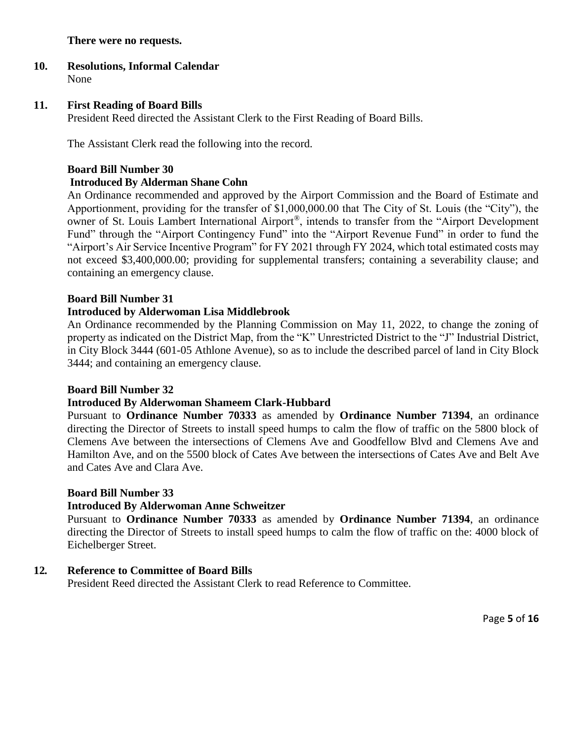**There were no requests.**

## 10. Resolutions, Informal Calendar

None

## 11. First Reading of Board Bills

President Reed directed the Assistant Clerk to the First Reading of Board Bills.

The Assistant Clerk read the following into the record.

**Board Bill Number 30**
**Introduced By Alderman Shane Cohn**

An Ordinance recommended and approved by the Airport Commission and the Board of Estimate and Apportionment, providing for the transfer of $1,000,000.00 that The City of St. Louis (the "City"), the owner of St. Louis Lambert International Airport®, intends to transfer from the "Airport Development Fund" through the "Airport Contingency Fund" into the "Airport Revenue Fund" in order to fund the "Airport's Air Service Incentive Program" for FY 2021 through FY 2024, which total estimated costs may not exceed $3,400,000.00; providing for supplemental transfers; containing a severability clause; and containing an emergency clause.

**Board Bill Number 31**
**Introduced by Alderwoman Lisa Middlebrook**

An Ordinance recommended by the Planning Commission on May 11, 2022, to change the zoning of property as indicated on the District Map, from the "K" Unrestricted District to the "J" Industrial District, in City Block 3444 (601-05 Athlone Avenue), so as to include the described parcel of land in City Block 3444; and containing an emergency clause.

**Board Bill Number 32**
**Introduced By Alderwoman Shameem Clark-Hubbard**

Pursuant to **Ordinance Number 70333** as amended by **Ordinance Number 71394**, an ordinance directing the Director of Streets to install speed humps to calm the flow of traffic on the 5800 block of Clemens Ave between the intersections of Clemens Ave and Goodfellow Blvd and Clemens Ave and Hamilton Ave, and on the 5500 block of Cates Ave between the intersections of Cates Ave and Belt Ave and Cates Ave and Clara Ave.

**Board Bill Number 33**
**Introduced By Alderwoman Anne Schweitzer**

Pursuant to **Ordinance Number 70333** as amended by **Ordinance Number 71394**, an ordinance directing the Director of Streets to install speed humps to calm the flow of traffic on the: 4000 block of Eichelberger Street.

## 12. Reference to Committee of Board Bills

President Reed directed the Assistant Clerk to read Reference to Committee.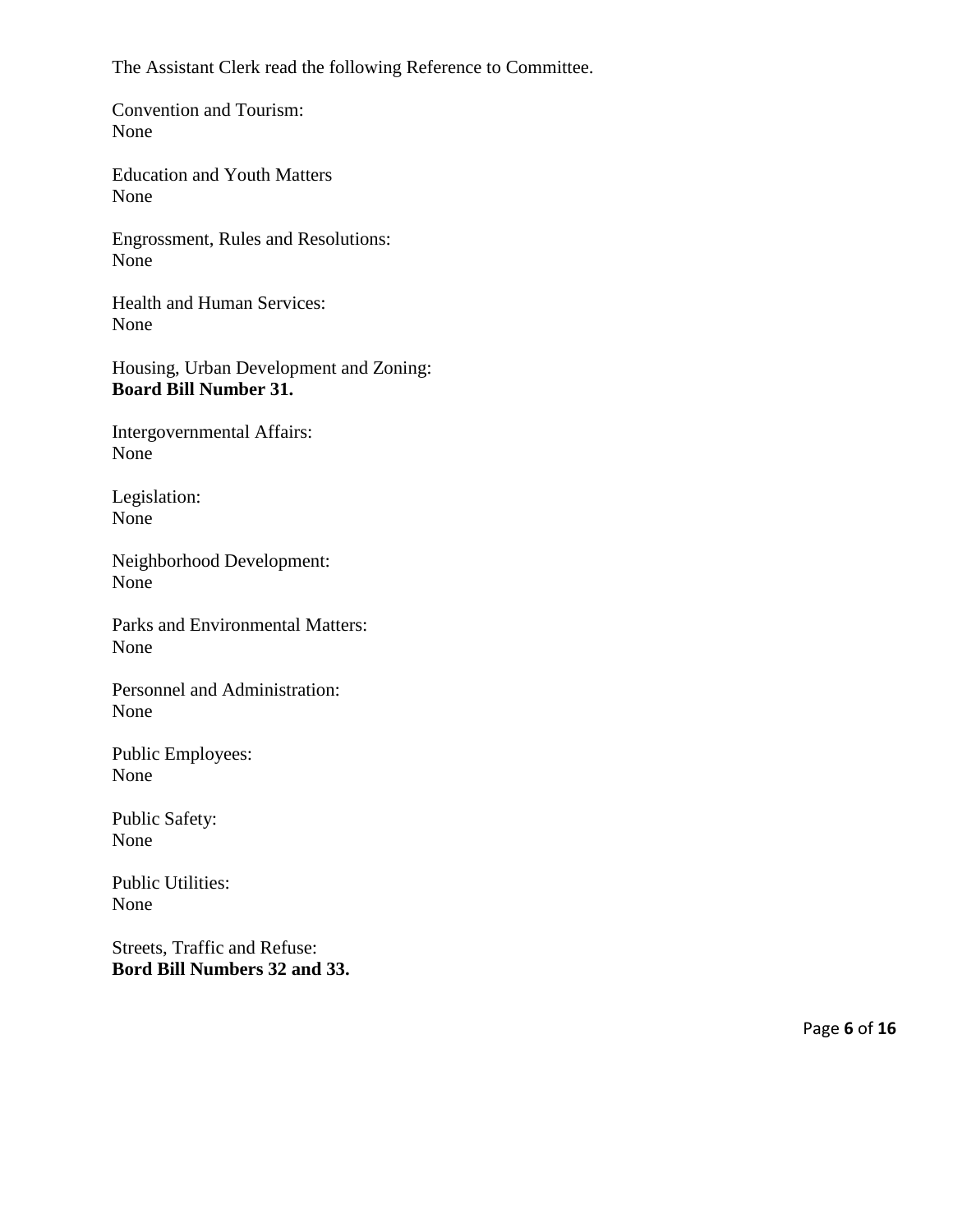The Assistant Clerk read the following Reference to Committee.

Convention and Tourism:
None

Education and Youth Matters
None

Engrossment, Rules and Resolutions:
None

Health and Human Services:
None

Housing, Urban Development and Zoning:
**Board Bill Number 31.**

Intergovernmental Affairs:
None

Legislation:
None

Neighborhood Development:
None

Parks and Environmental Matters:
None

Personnel and Administration:
None

Public Employees:
None

Public Safety:
None

Public Utilities:
None

Streets, Traffic and Refuse:
**Bord Bill Numbers 32 and 33.**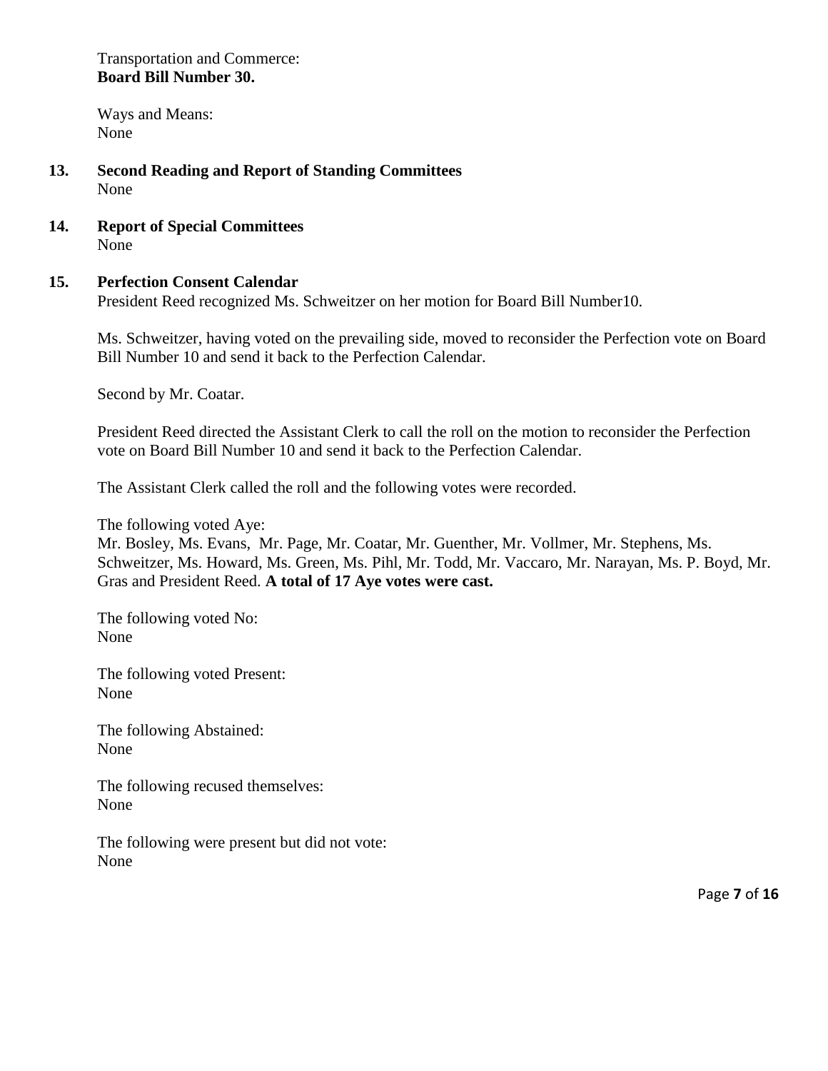Transportation and Commerce:
**Board Bill Number 30.**

Ways and Means:
None

**13. Second Reading and Report of Standing Committees**
None

**14. Report of Special Committees**
None

**15. Perfection Consent Calendar**
President Reed recognized Ms. Schweitzer on her motion for Board Bill Number10.

Ms. Schweitzer, having voted on the prevailing side, moved to reconsider the Perfection vote on Board Bill Number 10 and send it back to the Perfection Calendar.

Second by Mr. Coatar.

President Reed directed the Assistant Clerk to call the roll on the motion to reconsider the Perfection vote on Board Bill Number 10 and send it back to the Perfection Calendar.

The Assistant Clerk called the roll and the following votes were recorded.

The following voted Aye:
Mr. Bosley, Ms. Evans, Mr. Page, Mr. Coatar, Mr. Guenther, Mr. Vollmer, Mr. Stephens, Ms. Schweitzer, Ms. Howard, Ms. Green, Ms. Pihl, Mr. Todd, Mr. Vaccaro, Mr. Narayan, Ms. P. Boyd, Mr. Gras and President Reed. **A total of 17 Aye votes were cast.**

The following voted No:
None

The following voted Present:
None

The following Abstained:
None

The following recused themselves:
None

The following were present but did not vote:
None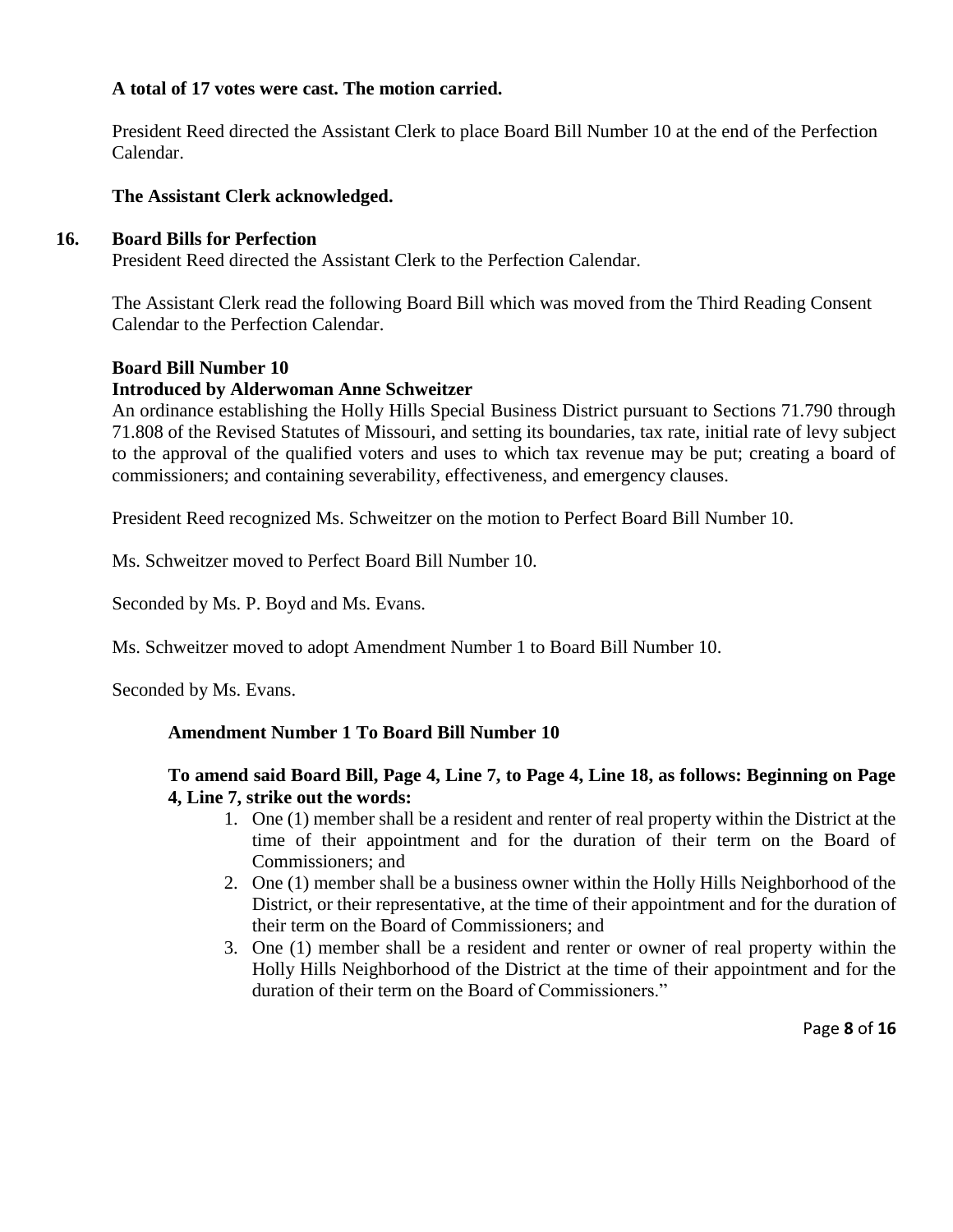**A total of 17 votes were cast. The motion carried.**

President Reed directed the Assistant Clerk to place Board Bill Number 10 at the end of the Perfection Calendar.

**The Assistant Clerk acknowledged.**

## 16. Board Bills for Perfection

President Reed directed the Assistant Clerk to the Perfection Calendar.

The Assistant Clerk read the following Board Bill which was moved from the Third Reading Consent Calendar to the Perfection Calendar.

**Board Bill Number 10**
**Introduced by Alderwoman Anne Schweitzer**
An ordinance establishing the Holly Hills Special Business District pursuant to Sections 71.790 through 71.808 of the Revised Statutes of Missouri, and setting its boundaries, tax rate, initial rate of levy subject to the approval of the qualified voters and uses to which tax revenue may be put; creating a board of commissioners; and containing severability, effectiveness, and emergency clauses.

President Reed recognized Ms. Schweitzer on the motion to Perfect Board Bill Number 10.

Ms. Schweitzer moved to Perfect Board Bill Number 10.

Seconded by Ms. P. Boyd and Ms. Evans.

Ms. Schweitzer moved to adopt Amendment Number 1 to Board Bill Number 10.

Seconded by Ms. Evans.

**Amendment Number 1 To Board Bill Number 10**

**To amend said Board Bill, Page 4, Line 7, to Page 4, Line 18, as follows: Beginning on Page 4, Line 7, strike out the words:**

1. One (1) member shall be a resident and renter of real property within the District at the time of their appointment and for the duration of their term on the Board of Commissioners; and
2. One (1) member shall be a business owner within the Holly Hills Neighborhood of the District, or their representative, at the time of their appointment and for the duration of their term on the Board of Commissioners; and
3. One (1) member shall be a resident and renter or owner of real property within the Holly Hills Neighborhood of the District at the time of their appointment and for the duration of their term on the Board of Commissioners."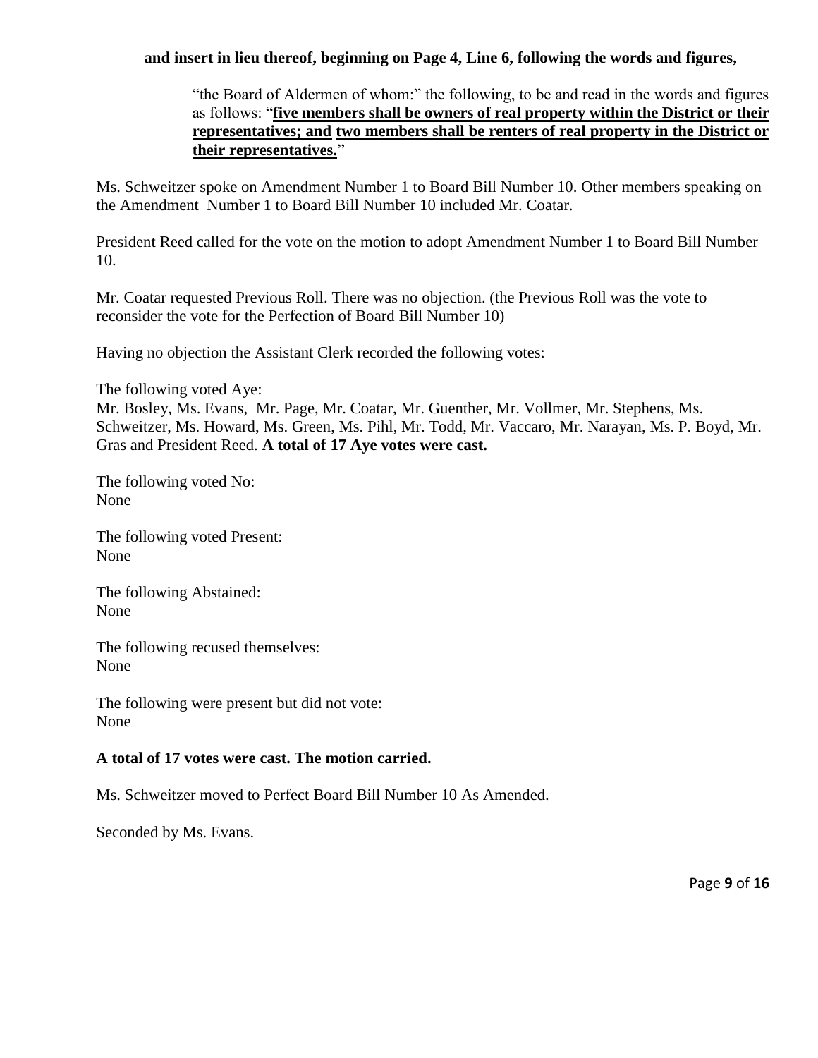**and insert in lieu thereof, beginning on Page 4, Line 6, following the words and figures,**

> "the Board of Aldermen of whom:" the following, to be and read in the words and figures as follows: "**five members shall be owners of real property within the District or their representatives; and two members shall be renters of real property in the District or their representatives.**"

Ms. Schweitzer spoke on Amendment Number 1 to Board Bill Number 10. Other members speaking on the Amendment Number 1 to Board Bill Number 10 included Mr. Coatar.

President Reed called for the vote on the motion to adopt Amendment Number 1 to Board Bill Number 10.

Mr. Coatar requested Previous Roll. There was no objection. (the Previous Roll was the vote to reconsider the vote for the Perfection of Board Bill Number 10)

Having no objection the Assistant Clerk recorded the following votes:

The following voted Aye:
Mr. Bosley, Ms. Evans, Mr. Page, Mr. Coatar, Mr. Guenther, Mr. Vollmer, Mr. Stephens, Ms. Schweitzer, Ms. Howard, Ms. Green, Ms. Pihl, Mr. Todd, Mr. Vaccaro, Mr. Narayan, Ms. P. Boyd, Mr. Gras and President Reed. **A total of 17 Aye votes were cast.**

The following voted No:
None

The following voted Present:
None

The following Abstained:
None

The following recused themselves:
None

The following were present but did not vote:
None

**A total of 17 votes were cast. The motion carried.**

Ms. Schweitzer moved to Perfect Board Bill Number 10 As Amended.

Seconded by Ms. Evans.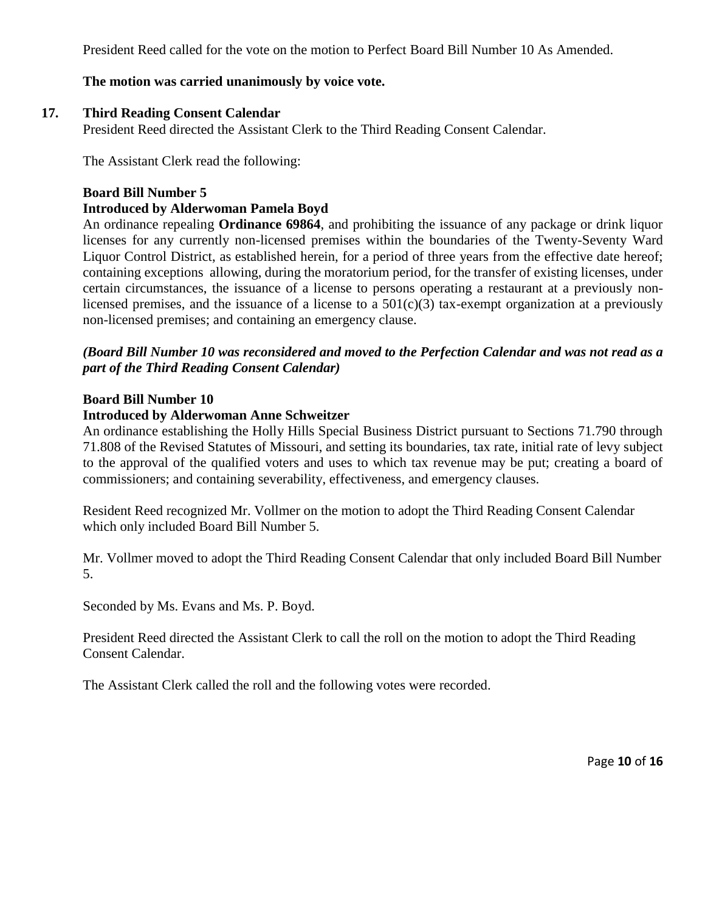President Reed called for the vote on the motion to Perfect Board Bill Number 10 As Amended.

**The motion was carried unanimously by voice vote.**

**17. Third Reading Consent Calendar**

President Reed directed the Assistant Clerk to the Third Reading Consent Calendar.

The Assistant Clerk read the following:

**Board Bill Number 5**
**Introduced by Alderwoman Pamela Boyd**

An ordinance repealing **Ordinance 69864**, and prohibiting the issuance of any package or drink liquor licenses for any currently non-licensed premises within the boundaries of the Twenty-Seventy Ward Liquor Control District, as established herein, for a period of three years from the effective date hereof; containing exceptions allowing, during the moratorium period, for the transfer of existing licenses, under certain circumstances, the issuance of a license to persons operating a restaurant at a previously non-licensed premises, and the issuance of a license to a 501(c)(3) tax-exempt organization at a previously non-licensed premises; and containing an emergency clause.

***(Board Bill Number 10 was reconsidered and moved to the Perfection Calendar and was not read as a part of the Third Reading Consent Calendar)***

**Board Bill Number 10**
**Introduced by Alderwoman Anne Schweitzer**

An ordinance establishing the Holly Hills Special Business District pursuant to Sections 71.790 through 71.808 of the Revised Statutes of Missouri, and setting its boundaries, tax rate, initial rate of levy subject to the approval of the qualified voters and uses to which tax revenue may be put; creating a board of commissioners; and containing severability, effectiveness, and emergency clauses.

Resident Reed recognized Mr. Vollmer on the motion to adopt the Third Reading Consent Calendar which only included Board Bill Number 5.

Mr. Vollmer moved to adopt the Third Reading Consent Calendar that only included Board Bill Number 5.

Seconded by Ms. Evans and Ms. P. Boyd.

President Reed directed the Assistant Clerk to call the roll on the motion to adopt the Third Reading Consent Calendar.

The Assistant Clerk called the roll and the following votes were recorded.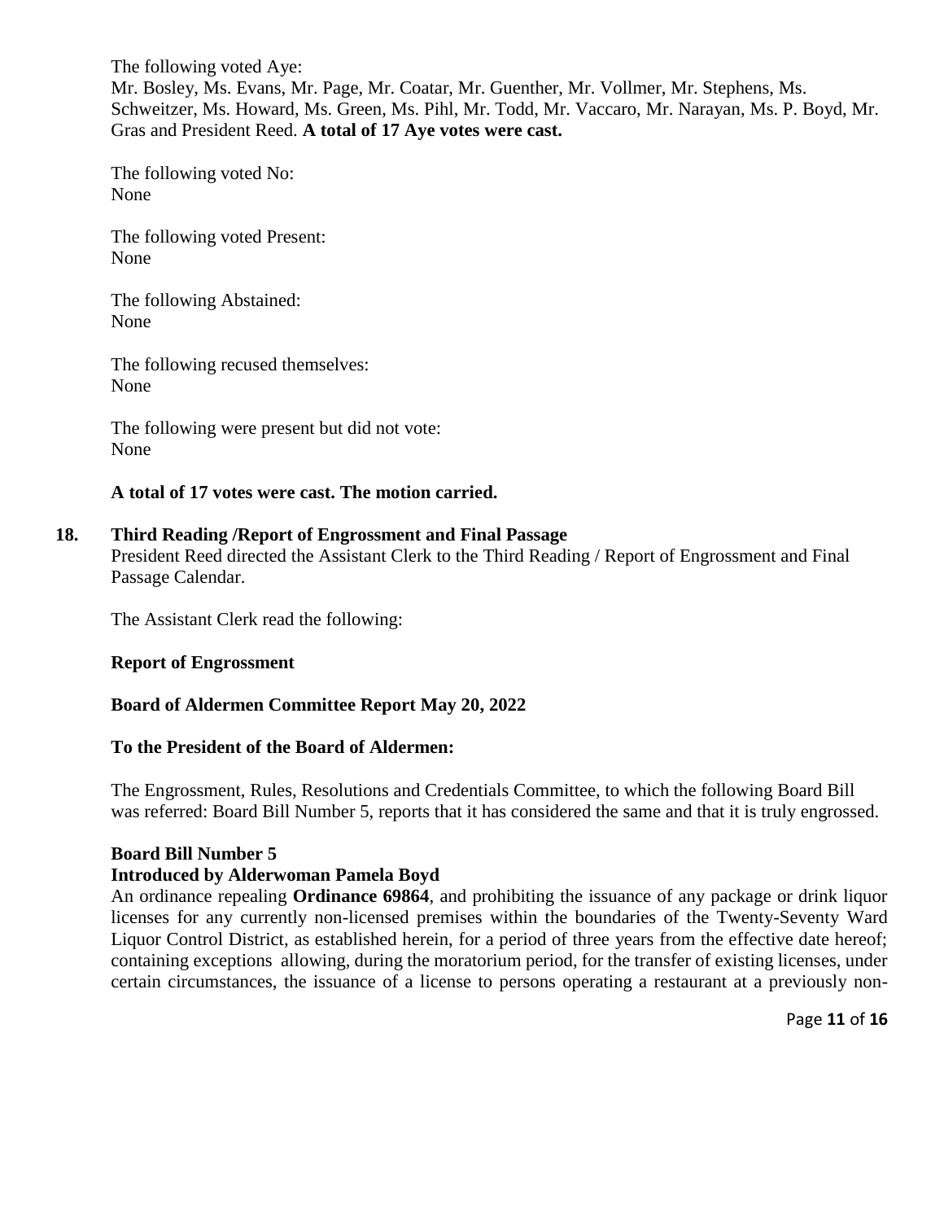The following voted Aye:
Mr. Bosley, Ms. Evans, Mr. Page, Mr. Coatar, Mr. Guenther, Mr. Vollmer, Mr. Stephens, Ms. Schweitzer, Ms. Howard, Ms. Green, Ms. Pihl, Mr. Todd, Mr. Vaccaro, Mr. Narayan, Ms. P. Boyd, Mr. Gras and President Reed. **A total of 17 Aye votes were cast.**

The following voted No:
None

The following voted Present:
None

The following Abstained:
None

The following recused themselves:
None

The following were present but did not vote:
None

**A total of 17 votes were cast. The motion carried.**

**18. Third Reading /Report of Engrossment and Final Passage**

President Reed directed the Assistant Clerk to the Third Reading / Report of Engrossment and Final Passage Calendar.

The Assistant Clerk read the following:

**Report of Engrossment**

**Board of Aldermen Committee Report May 20, 2022**

**To the President of the Board of Aldermen:**

The Engrossment, Rules, Resolutions and Credentials Committee, to which the following Board Bill was referred: Board Bill Number 5, reports that it has considered the same and that it is truly engrossed.

**Board Bill Number 5**
**Introduced by Alderwoman Pamela Boyd**

An ordinance repealing **Ordinance 69864**, and prohibiting the issuance of any package or drink liquor licenses for any currently non-licensed premises within the boundaries of the Twenty-Seventy Ward Liquor Control District, as established herein, for a period of three years from the effective date hereof; containing exceptions allowing, during the moratorium period, for the transfer of existing licenses, under certain circumstances, the issuance of a license to persons operating a restaurant at a previously non-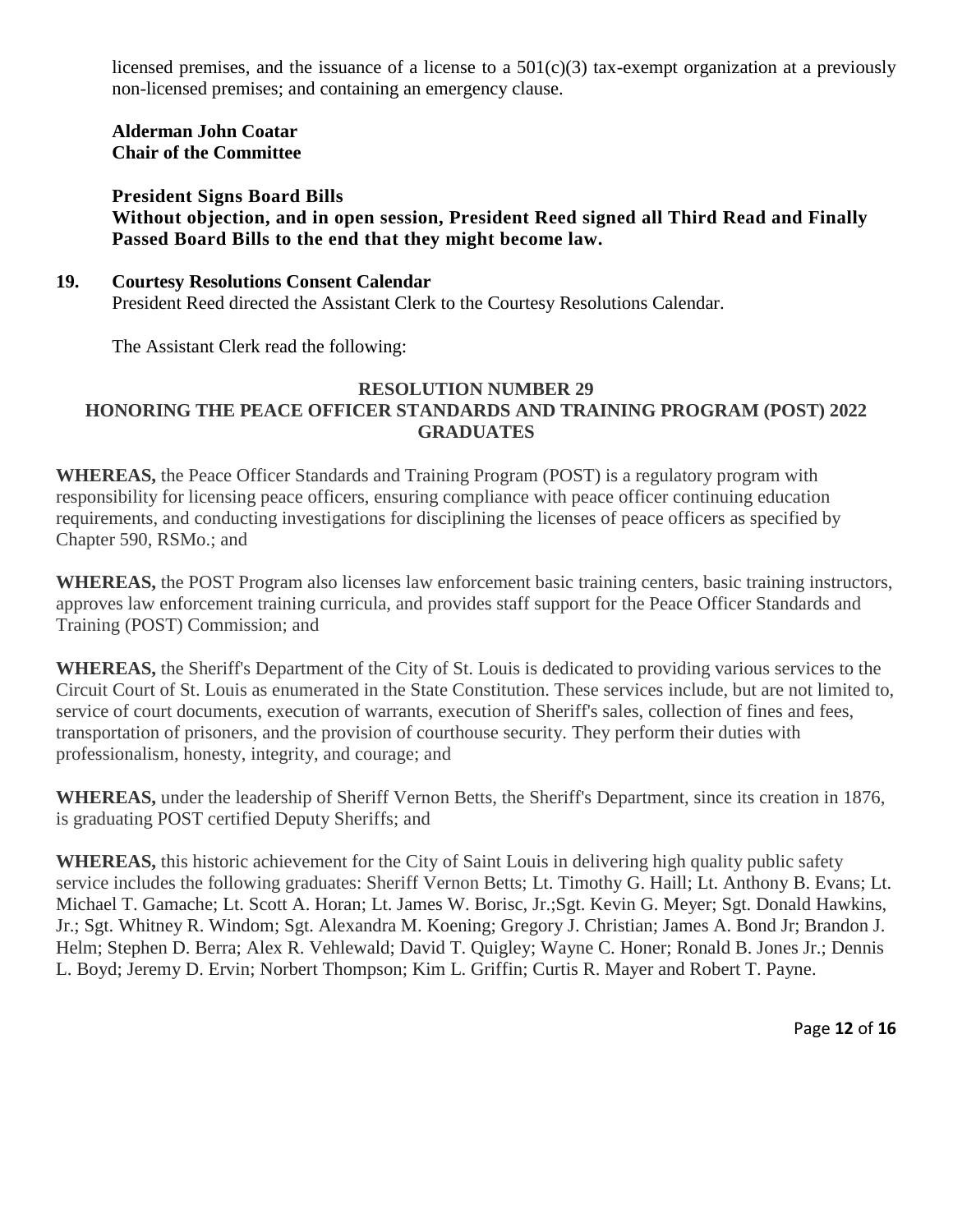licensed premises, and the issuance of a license to a 501(c)(3) tax-exempt organization at a previously non-licensed premises; and containing an emergency clause.

**Alderman John Coatar**
**Chair of the Committee**

**President Signs Board Bills**
**Without objection, and in open session, President Reed signed all Third Read and Finally Passed Board Bills to the end that they might become law.**

**19. Courtesy Resolutions Consent Calendar**
President Reed directed the Assistant Clerk to the Courtesy Resolutions Calendar.

The Assistant Clerk read the following:

**RESOLUTION NUMBER 29**
**HONORING THE PEACE OFFICER STANDARDS AND TRAINING PROGRAM (POST) 2022 GRADUATES**

**WHEREAS,** the Peace Officer Standards and Training Program (POST) is a regulatory program with responsibility for licensing peace officers, ensuring compliance with peace officer continuing education requirements, and conducting investigations for disciplining the licenses of peace officers as specified by Chapter 590, RSMo.; and

**WHEREAS,** the POST Program also licenses law enforcement basic training centers, basic training instructors, approves law enforcement training curricula, and provides staff support for the Peace Officer Standards and Training (POST) Commission; and

**WHEREAS,** the Sheriff's Department of the City of St. Louis is dedicated to providing various services to the Circuit Court of St. Louis as enumerated in the State Constitution. These services include, but are not limited to, service of court documents, execution of warrants, execution of Sheriff's sales, collection of fines and fees, transportation of prisoners, and the provision of courthouse security. They perform their duties with professionalism, honesty, integrity, and courage; and

**WHEREAS,** under the leadership of Sheriff Vernon Betts, the Sheriff's Department, since its creation in 1876, is graduating POST certified Deputy Sheriffs; and

**WHEREAS,** this historic achievement for the City of Saint Louis in delivering high quality public safety service includes the following graduates: Sheriff Vernon Betts; Lt. Timothy G. Haill; Lt. Anthony B. Evans; Lt. Michael T. Gamache; Lt. Scott A. Horan; Lt. James W. Borisc, Jr.;Sgt. Kevin G. Meyer; Sgt. Donald Hawkins, Jr.; Sgt. Whitney R. Windom; Sgt. Alexandra M. Koening; Gregory J. Christian; James A. Bond Jr; Brandon J. Helm; Stephen D. Berra; Alex R. Vehlewald; David T. Quigley; Wayne C. Honer; Ronald B. Jones Jr.; Dennis L. Boyd; Jeremy D. Ervin; Norbert Thompson; Kim L. Griffin; Curtis R. Mayer and Robert T. Payne.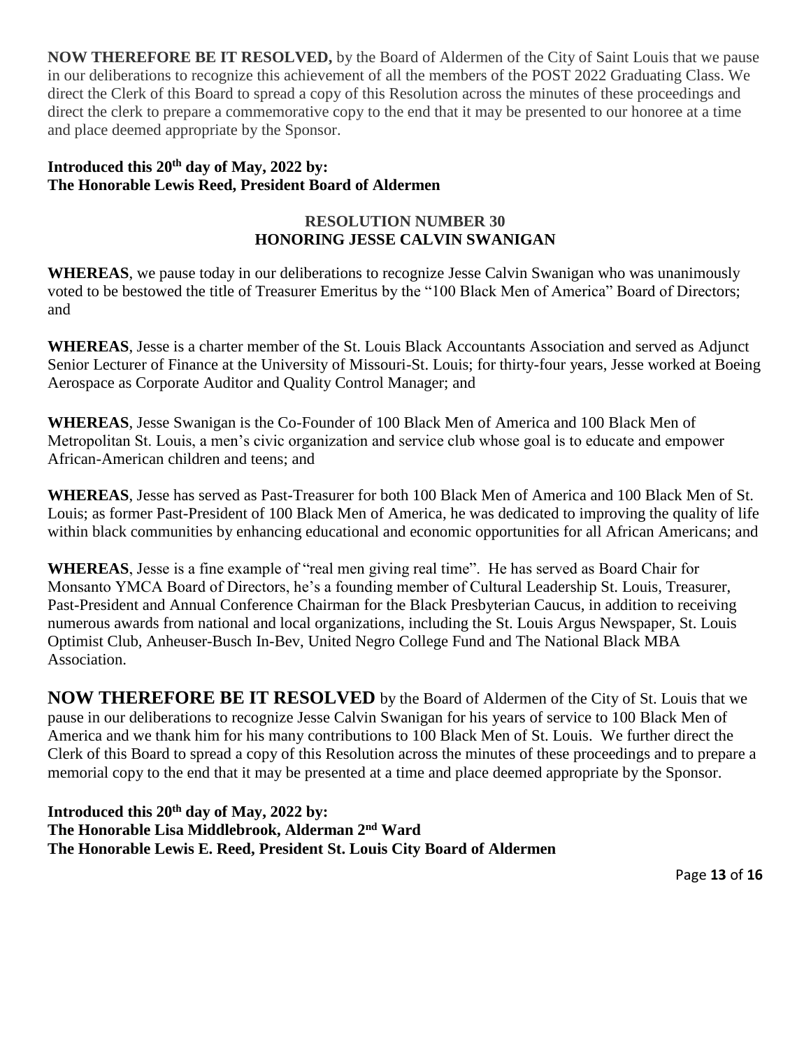**NOW THEREFORE BE IT RESOLVED,** by the Board of Aldermen of the City of Saint Louis that we pause in our deliberations to recognize this achievement of all the members of the POST 2022 Graduating Class. We direct the Clerk of this Board to spread a copy of this Resolution across the minutes of these proceedings and direct the clerk to prepare a commemorative copy to the end that it may be presented to our honoree at a time and place deemed appropriate by the Sponsor.

**Introduced this 20th day of May, 2022 by:**
**The Honorable Lewis Reed, President Board of Aldermen**

### RESOLUTION NUMBER 30
### HONORING JESSE CALVIN SWANIGAN

**WHEREAS**, we pause today in our deliberations to recognize Jesse Calvin Swanigan who was unanimously voted to be bestowed the title of Treasurer Emeritus by the "100 Black Men of America" Board of Directors; and

**WHEREAS**, Jesse is a charter member of the St. Louis Black Accountants Association and served as Adjunct Senior Lecturer of Finance at the University of Missouri-St. Louis; for thirty-four years, Jesse worked at Boeing Aerospace as Corporate Auditor and Quality Control Manager; and

**WHEREAS**, Jesse Swanigan is the Co-Founder of 100 Black Men of America and 100 Black Men of Metropolitan St. Louis, a men's civic organization and service club whose goal is to educate and empower African-American children and teens; and

**WHEREAS**, Jesse has served as Past-Treasurer for both 100 Black Men of America and 100 Black Men of St. Louis; as former Past-President of 100 Black Men of America, he was dedicated to improving the quality of life within black communities by enhancing educational and economic opportunities for all African Americans; and

**WHEREAS**, Jesse is a fine example of "real men giving real time". He has served as Board Chair for Monsanto YMCA Board of Directors, he's a founding member of Cultural Leadership St. Louis, Treasurer, Past-President and Annual Conference Chairman for the Black Presbyterian Caucus, in addition to receiving numerous awards from national and local organizations, including the St. Louis Argus Newspaper, St. Louis Optimist Club, Anheuser-Busch In-Bev, United Negro College Fund and The National Black MBA Association.

**NOW THEREFORE BE IT RESOLVED** by the Board of Aldermen of the City of St. Louis that we pause in our deliberations to recognize Jesse Calvin Swanigan for his years of service to 100 Black Men of America and we thank him for his many contributions to 100 Black Men of St. Louis. We further direct the Clerk of this Board to spread a copy of this Resolution across the minutes of these proceedings and to prepare a memorial copy to the end that it may be presented at a time and place deemed appropriate by the Sponsor.

**Introduced this 20th day of May, 2022 by:**
**The Honorable Lisa Middlebrook, Alderman 2nd Ward**
**The Honorable Lewis E. Reed, President St. Louis City Board of Aldermen**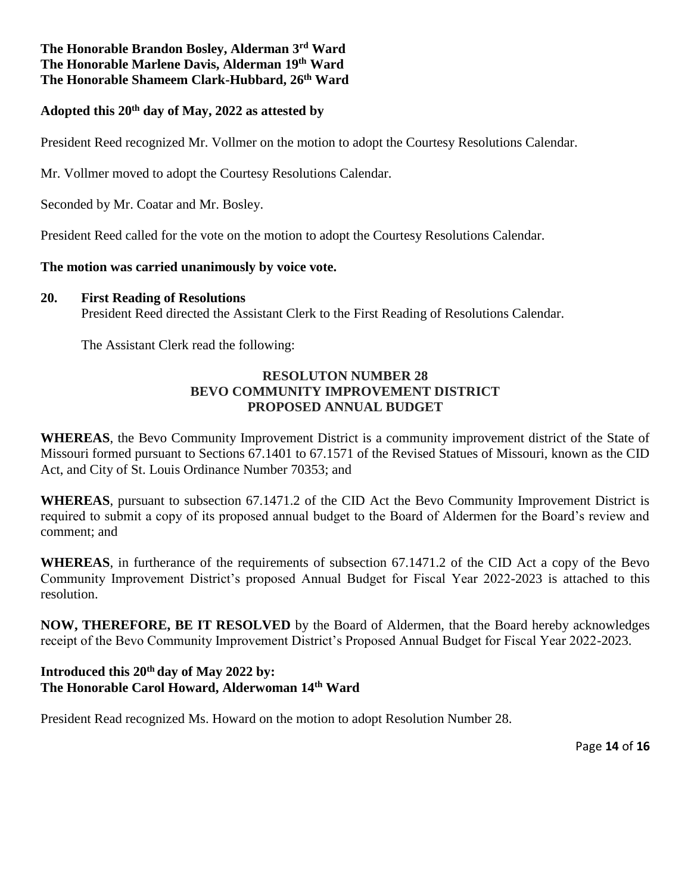**The Honorable Brandon Bosley, Alderman 3rd Ward**
**The Honorable Marlene Davis, Alderman 19th Ward**
**The Honorable Shameem Clark-Hubbard, 26th Ward**

**Adopted this 20th day of May, 2022 as attested by**

President Reed recognized Mr. Vollmer on the motion to adopt the Courtesy Resolutions Calendar.

Mr. Vollmer moved to adopt the Courtesy Resolutions Calendar.

Seconded by Mr. Coatar and Mr. Bosley.

President Reed called for the vote on the motion to adopt the Courtesy Resolutions Calendar.

**The motion was carried unanimously by voice vote.**

**20. First Reading of Resolutions**

President Reed directed the Assistant Clerk to the First Reading of Resolutions Calendar.

The Assistant Clerk read the following:

**RESOLUTON NUMBER 28**
**BEVO COMMUNITY IMPROVEMENT DISTRICT**
**PROPOSED ANNUAL BUDGET**

**WHEREAS**, the Bevo Community Improvement District is a community improvement district of the State of Missouri formed pursuant to Sections 67.1401 to 67.1571 of the Revised Statues of Missouri, known as the CID Act, and City of St. Louis Ordinance Number 70353; and

**WHEREAS**, pursuant to subsection 67.1471.2 of the CID Act the Bevo Community Improvement District is required to submit a copy of its proposed annual budget to the Board of Aldermen for the Board's review and comment; and

**WHEREAS**, in furtherance of the requirements of subsection 67.1471.2 of the CID Act a copy of the Bevo Community Improvement District's proposed Annual Budget for Fiscal Year 2022-2023 is attached to this resolution.

**NOW, THEREFORE, BE IT RESOLVED** by the Board of Aldermen, that the Board hereby acknowledges receipt of the Bevo Community Improvement District's Proposed Annual Budget for Fiscal Year 2022-2023.

**Introduced this 20th day of May 2022 by:**
**The Honorable Carol Howard, Alderwoman 14th Ward**

President Read recognized Ms. Howard on the motion to adopt Resolution Number 28.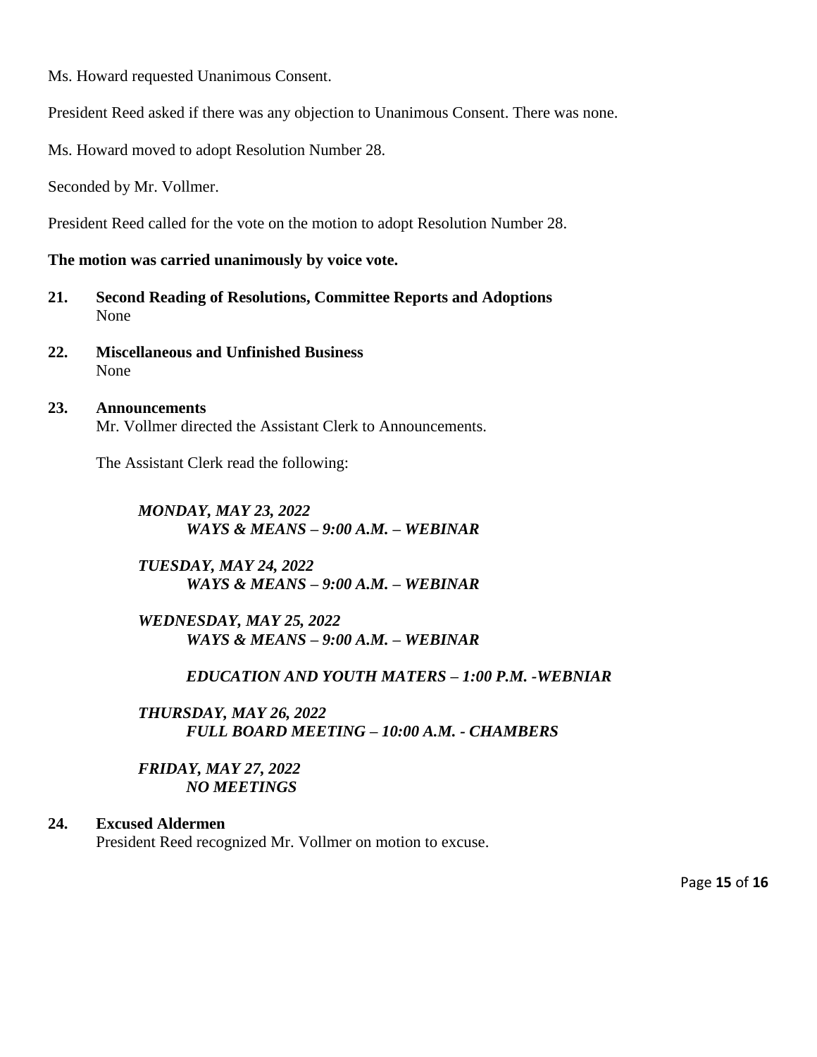Ms. Howard requested Unanimous Consent.

President Reed asked if there was any objection to Unanimous Consent. There was none.

Ms. Howard moved to adopt Resolution Number 28.

Seconded by Mr. Vollmer.

President Reed called for the vote on the motion to adopt Resolution Number 28.

**The motion was carried unanimously by voice vote.**

**21. Second Reading of Resolutions, Committee Reports and Adoptions**
None

**22. Miscellaneous and Unfinished Business**
None

**23. Announcements**
Mr. Vollmer directed the Assistant Clerk to Announcements.

The Assistant Clerk read the following:

***MONDAY, MAY 23, 2022***
***WAYS & MEANS – 9:00 A.M. – WEBINAR***

***TUESDAY, MAY 24, 2022***
***WAYS & MEANS – 9:00 A.M. – WEBINAR***

***WEDNESDAY, MAY 25, 2022***
***WAYS & MEANS – 9:00 A.M. – WEBINAR***

***EDUCATION AND YOUTH MATERS – 1:00 P.M. -WEBNIAR***

***THURSDAY, MAY 26, 2022***
***FULL BOARD MEETING – 10:00 A.M. - CHAMBERS***

***FRIDAY, MAY 27, 2022***
***NO MEETINGS***

**24. Excused Aldermen**
President Reed recognized Mr. Vollmer on motion to excuse.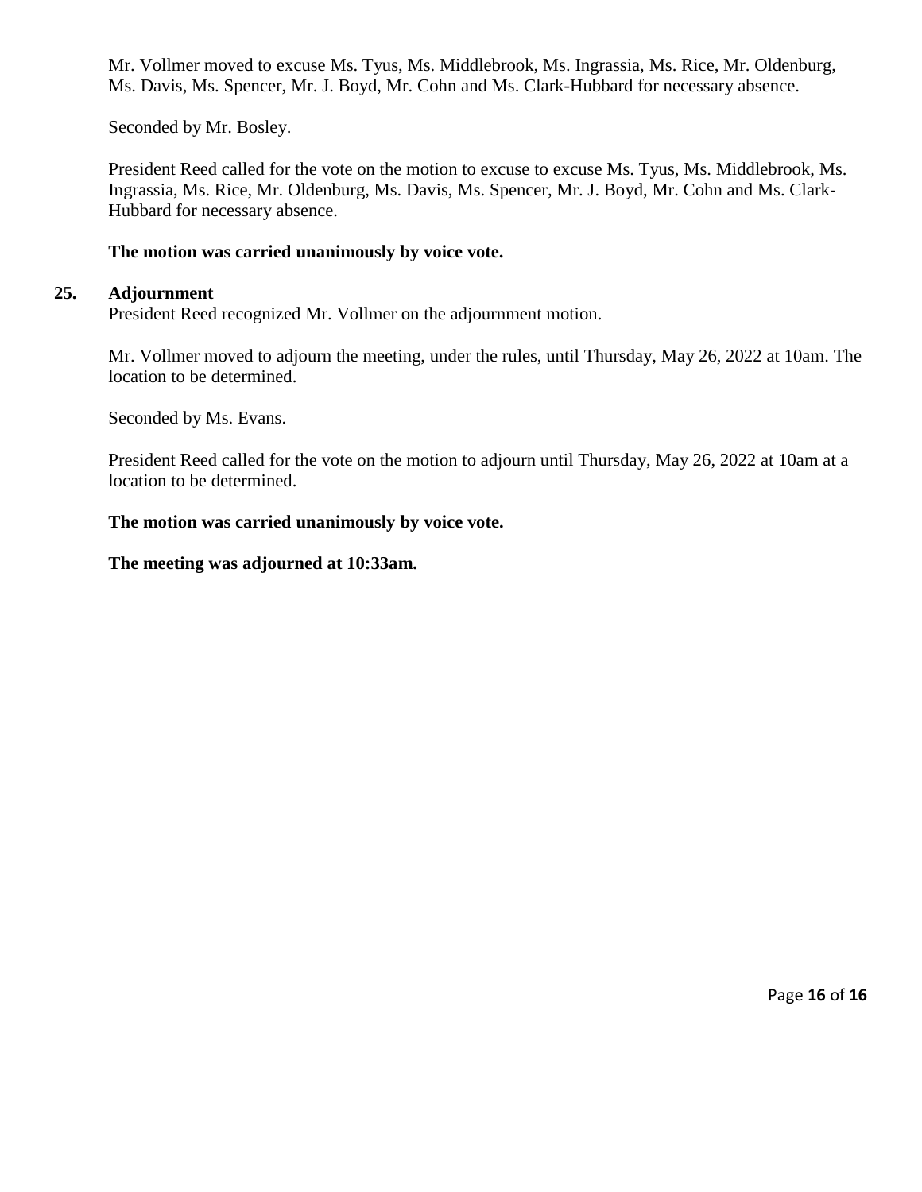Mr. Vollmer moved to excuse Ms. Tyus, Ms. Middlebrook, Ms. Ingrassia, Ms. Rice, Mr. Oldenburg, Ms. Davis, Ms. Spencer, Mr. J. Boyd, Mr. Cohn and Ms. Clark-Hubbard for necessary absence.

Seconded by Mr. Bosley.

President Reed called for the vote on the motion to excuse to excuse Ms. Tyus, Ms. Middlebrook, Ms. Ingrassia, Ms. Rice, Mr. Oldenburg, Ms. Davis, Ms. Spencer, Mr. J. Boyd, Mr. Cohn and Ms. Clark-Hubbard for necessary absence.

**The motion was carried unanimously by voice vote.**

**25. Adjournment**

President Reed recognized Mr. Vollmer on the adjournment motion.

Mr. Vollmer moved to adjourn the meeting, under the rules, until Thursday, May 26, 2022 at 10am. The location to be determined.

Seconded by Ms. Evans.

President Reed called for the vote on the motion to adjourn until Thursday, May 26, 2022 at 10am at a location to be determined.

**The motion was carried unanimously by voice vote.**

**The meeting was adjourned at 10:33am.**